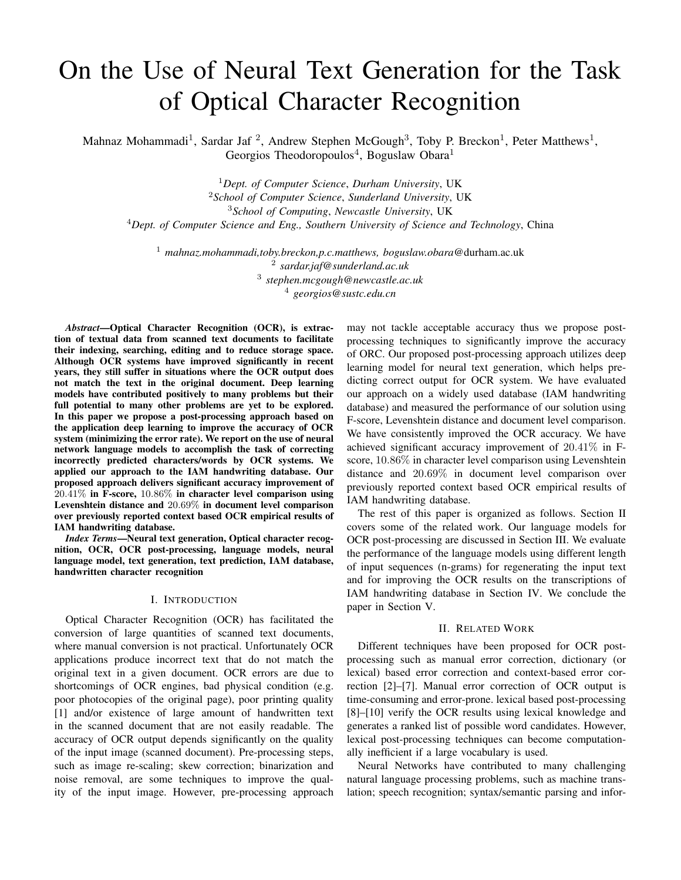# On the Use of Neural Text Generation for the Task of Optical Character Recognition

Mahnaz Mohammadi[1], Sardar Jaf [2], Andrew Stephen McGough[3], Toby P. Breckon[1], Peter Matthews[1], Georgios Theodoropoulos[4], Boguslaw Obara[1]

[1]*Dept. of Computer Science*, *Durham University*, UK
[2]*School of Computer Science*, *Sunderland University*, UK
[3]*School of Computing*, *Newcastle University*, UK
[4]*Dept. of Computer Science and Eng.*, *Southern University of Science and Technology*, China

[1] *mahnaz.mohammadi,toby.breckon,p.c.matthews, boguslaw.obara*@durham.ac.uk
[2] *sardar.jaf@sunderland.ac.uk*
[3] *stephen.mcgough@newcastle.ac.uk*
[4] *georgios@sustc.edu.cn*

***Abstract*—Optical Character Recognition (OCR), is extraction of textual data from scanned text documents to facilitate their indexing, searching, editing and to reduce storage space. Although OCR systems have improved significantly in recent years, they still suffer in situations where the OCR output does not match the text in the original document. Deep learning models have contributed positively to many problems but their full potential to many other problems are yet to be explored. In this paper we propose a post-processing approach based on the application deep learning to improve the accuracy of OCR system (minimizing the error rate). We report on the use of neural network language models to accomplish the task of correcting incorrectly predicted characters/words by OCR systems. We applied our approach to the IAM handwriting database. Our proposed approach delivers significant accuracy improvement of $20.41\%$ in F-score, $10.86\%$ in character level comparison using Levenshtein distance and $20.69\%$ in document level comparison over previously reported context based OCR empirical results of IAM handwriting database.**

***Index Terms*—Neural text generation, Optical character recognition, OCR, OCR post-processing, language models, neural language model, text generation, text prediction, IAM database, handwritten character recognition**

## I. Introduction

Optical Character Recognition (OCR) has facilitated the conversion of large quantities of scanned text documents, where manual conversion is not practical. Unfortunately OCR applications produce incorrect text that do not match the original text in a given document. OCR errors are due to shortcomings of OCR engines, bad physical condition (e.g. poor photocopies of the original page), poor printing quality [1] and/or existence of large amount of handwritten text in the scanned document that are not easily readable. The accuracy of OCR output depends significantly on the quality of the input image (scanned document). Pre-processing steps, such as image re-scaling; skew correction; binarization and noise removal, are some techniques to improve the quality of the input image. However, pre-processing approach may not tackle acceptable accuracy thus we propose post-processing techniques to significantly improve the accuracy of ORC. Our proposed post-processing approach utilizes deep learning model for neural text generation, which helps predicting correct output for OCR system. We have evaluated our approach on a widely used database (IAM handwriting database) and measured the performance of our solution using F-score, Levenshtein distance and document level comparison. We have consistently improved the OCR accuracy. We have achieved significant accuracy improvement of $20.41\%$ in F-score, $10.86\%$ in character level comparison using Levenshtein distance and $20.69\%$ in document level comparison over previously reported context based OCR empirical results of IAM handwriting database.

The rest of this paper is organized as follows. Section II covers some of the related work. Our language models for OCR post-processing are discussed in Section III. We evaluate the performance of the language models using different length of input sequences (n-grams) for regenerating the input text and for improving the OCR results on the transcriptions of IAM handwriting database in Section IV. We conclude the paper in Section V.

## II. Related Work

Different techniques have been proposed for OCR post-processing such as manual error correction, dictionary (or lexical) based error correction and context-based error correction [2]–[7]. Manual error correction of OCR output is time-consuming and error-prone. lexical based post-processing [8]–[10] verify the OCR results using lexical knowledge and generates a ranked list of possible word candidates. However, lexical post-processing techniques can become computationally inefficient if a large vocabulary is used.

Neural Networks have contributed to many challenging natural language processing problems, such as machine translation; speech recognition; syntax/semantic parsing and infor-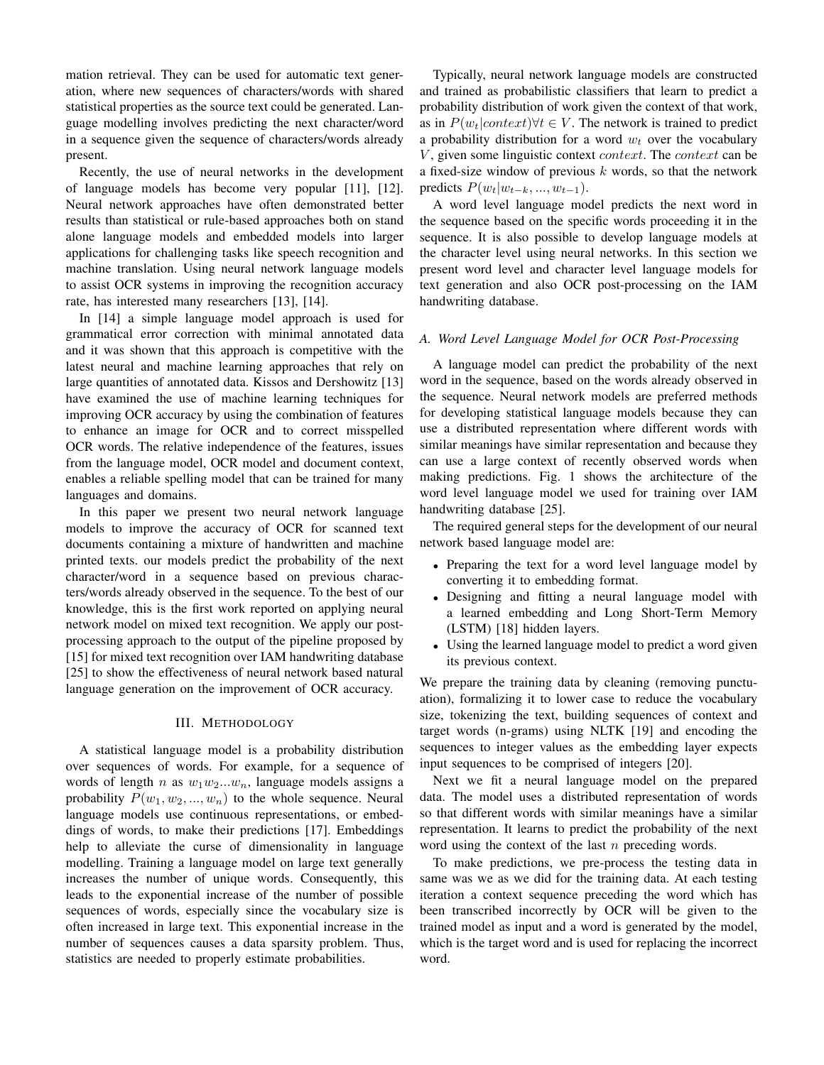mation retrieval. They can be used for automatic text generation, where new sequences of characters/words with shared statistical properties as the source text could be generated. Language modelling involves predicting the next character/word in a sequence given the sequence of characters/words already present.

Recently, the use of neural networks in the development of language models has become very popular [11], [12]. Neural network approaches have often demonstrated better results than statistical or rule-based approaches both on stand alone language models and embedded models into larger applications for challenging tasks like speech recognition and machine translation. Using neural network language models to assist OCR systems in improving the recognition accuracy rate, has interested many researchers [13], [14].

In [14] a simple language model approach is used for grammatical error correction with minimal annotated data and it was shown that this approach is competitive with the latest neural and machine learning approaches that rely on large quantities of annotated data. Kissos and Dershowitz [13] have examined the use of machine learning techniques for improving OCR accuracy by using the combination of features to enhance an image for OCR and to correct misspelled OCR words. The relative independence of the features, issues from the language model, OCR model and document context, enables a reliable spelling model that can be trained for many languages and domains.

In this paper we present two neural network language models to improve the accuracy of OCR for scanned text documents containing a mixture of handwritten and machine printed texts. our models predict the probability of the next character/word in a sequence based on previous characters/words already observed in the sequence. To the best of our knowledge, this is the first work reported on applying neural network model on mixed text recognition. We apply our post-processing approach to the output of the pipeline proposed by [15] for mixed text recognition over IAM handwriting database [25] to show the effectiveness of neural network based natural language generation on the improvement of OCR accuracy.

## III. Methodology

A statistical language model is a probability distribution over sequences of words. For example, for a sequence of words of length $n$ as $w_1 w_2 ... w_n$, language models assigns a probability $P(w_1, w_2, ..., w_n)$ to the whole sequence. Neural language models use continuous representations, or embeddings of words, to make their predictions [17]. Embeddings help to alleviate the curse of dimensionality in language modelling. Training a language model on large text generally increases the number of unique words. Consequently, this leads to the exponential increase of the number of possible sequences of words, especially since the vocabulary size is often increased in large text. This exponential increase in the number of sequences causes a data sparsity problem. Thus, statistics are needed to properly estimate probabilities.

Typically, neural network language models are constructed and trained as probabilistic classifiers that learn to predict a probability distribution of work given the context of that work, as in $P(w_t|context) \forall t \in V$. The network is trained to predict a probability distribution for a word $w_t$ over the vocabulary $V$, given some linguistic context $context$. The $context$ can be a fixed-size window of previous $k$ words, so that the network predicts $P(w_t|w_{t-k}, ..., w_{t-1})$.

A word level language model predicts the next word in the sequence based on the specific words proceeding it in the sequence. It is also possible to develop language models at the character level using neural networks. In this section we present word level and character level language models for text generation and also OCR post-processing on the IAM handwriting database.

### A. Word Level Language Model for OCR Post-Processing

A language model can predict the probability of the next word in the sequence, based on the words already observed in the sequence. Neural network models are preferred methods for developing statistical language models because they can use a distributed representation where different words with similar meanings have similar representation and because they can use a large context of recently observed words when making predictions. Fig. 1 shows the architecture of the word level language model we used for training over IAM handwriting database [25].

The required general steps for the development of our neural network based language model are:

- Preparing the text for a word level language model by converting it to embedding format.
- Designing and fitting a neural language model with a learned embedding and Long Short-Term Memory (LSTM) [18] hidden layers.
- Using the learned language model to predict a word given its previous context.

We prepare the training data by cleaning (removing punctuation), formalizing it to lower case to reduce the vocabulary size, tokenizing the text, building sequences of context and target words (n-grams) using NLTK [19] and encoding the sequences to integer values as the embedding layer expects input sequences to be comprised of integers [20].

Next we fit a neural language model on the prepared data. The model uses a distributed representation of words so that different words with similar meanings have a similar representation. It learns to predict the probability of the next word using the context of the last $n$ preceding words.

To make predictions, we pre-process the testing data in same was we as we did for the training data. At each testing iteration a context sequence preceding the word which has been transcribed incorrectly by OCR will be given to the trained model as input and a word is generated by the model, which is the target word and is used for replacing the incorrect word.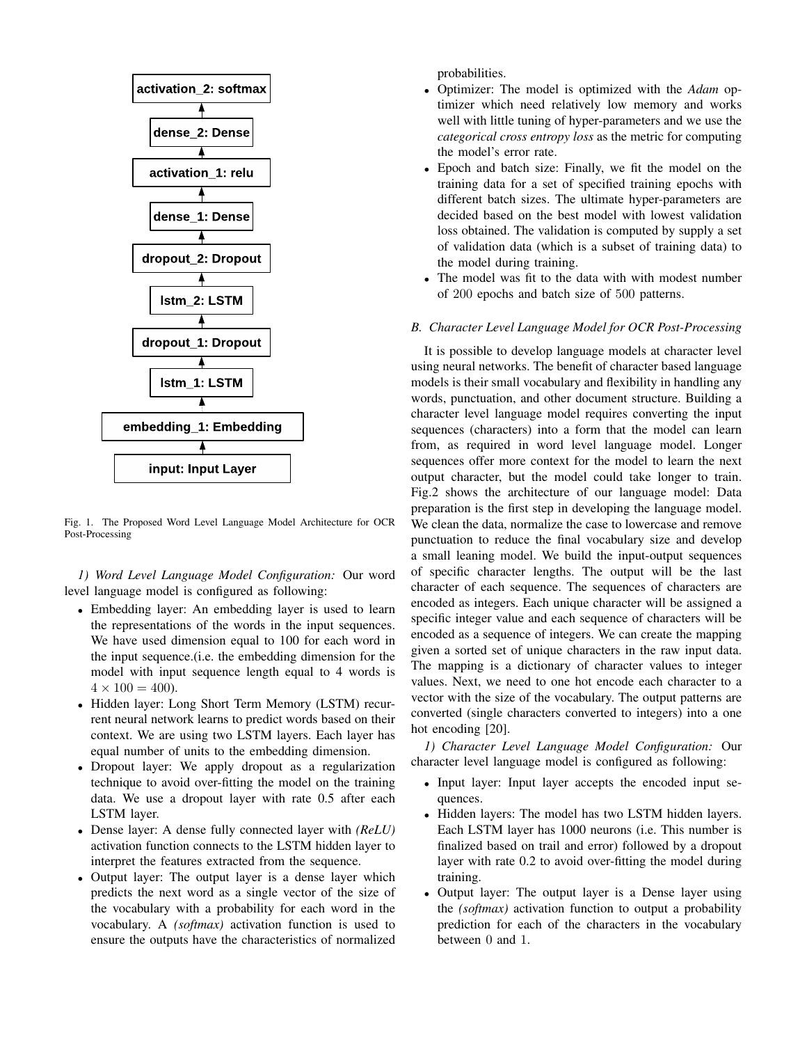activation_2: softmax

dense_2: Dense

activation_1: relu

dense_1: Dense

dropout_2: Dropout

lstm_2: LSTM

dropout_1: Dropout

lstm_1: LSTM

embedding_1: Embedding

input: Input Layer

Fig. 1. The Proposed Word Level Language Model Architecture for OCR Post-Processing

*1) Word Level Language Model Configuration:* Our word level language model is configured as following:

- Embedding layer: An embedding layer is used to learn the representations of the words in the input sequences. We have used dimension equal to 100 for each word in the input sequence.(i.e. the embedding dimension for the model with input sequence length equal to 4 words is $4 \times 100 = 400$).
- Hidden layer: Long Short Term Memory (LSTM) recurrent neural network learns to predict words based on their context. We are using two LSTM layers. Each layer has equal number of units to the embedding dimension.
- Dropout layer: We apply dropout as a regularization technique to avoid over-fitting the model on the training data. We use a dropout layer with rate 0.5 after each LSTM layer.
- Dense layer: A dense fully connected layer with *(ReLU)* activation function connects to the LSTM hidden layer to interpret the features extracted from the sequence.
- Output layer: The output layer is a dense layer which predicts the next word as a single vector of the size of the vocabulary with a probability for each word in the vocabulary. A *(softmax)* activation function is used to ensure the outputs have the characteristics of normalized probabilities.
- Optimizer: The model is optimized with the *Adam* optimizer which need relatively low memory and works well with little tuning of hyper-parameters and we use the *categorical cross entropy loss* as the metric for computing the model's error rate.
- Epoch and batch size: Finally, we fit the model on the training data for a set of specified training epochs with different batch sizes. The ultimate hyper-parameters are decided based on the best model with lowest validation loss obtained. The validation is computed by supply a set of validation data (which is a subset of training data) to the model during training.
- The model was fit to the data with with modest number of 200 epochs and batch size of 500 patterns.

### B. Character Level Language Model for OCR Post-Processing

It is possible to develop language models at character level using neural networks. The benefit of character based language models is their small vocabulary and flexibility in handling any words, punctuation, and other document structure. Building a character level language model requires converting the input sequences (characters) into a form that the model can learn from, as required in word level language model. Longer sequences offer more context for the model to learn the next output character, but the model could take longer to train. Fig.2 shows the architecture of our language model: Data preparation is the first step in developing the language model. We clean the data, normalize the case to lowercase and remove punctuation to reduce the final vocabulary size and develop a small leaning model. We build the input-output sequences of specific character lengths. The output will be the last character of each sequence. The sequences of characters are encoded as integers. Each unique character will be assigned a specific integer value and each sequence of characters will be encoded as a sequence of integers. We can create the mapping given a sorted set of unique characters in the raw input data. The mapping is a dictionary of character values to integer values. Next, we need to one hot encode each character to a vector with the size of the vocabulary. The output patterns are converted (single characters converted to integers) into a one hot encoding [20].

*1) Character Level Language Model Configuration:* Our character level language model is configured as following:

- Input layer: Input layer accepts the encoded input sequences.
- Hidden layers: The model has two LSTM hidden layers. Each LSTM layer has 1000 neurons (i.e. This number is finalized based on trail and error) followed by a dropout layer with rate 0.2 to avoid over-fitting the model during training.
- Output layer: The output layer is a Dense layer using the *(softmax)* activation function to output a probability prediction for each of the characters in the vocabulary between 0 and 1.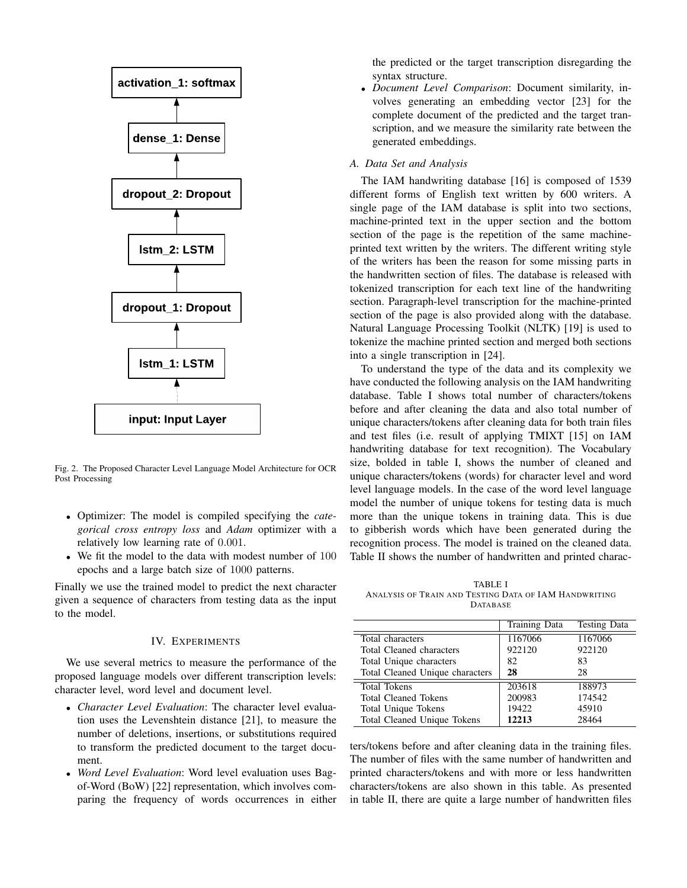Fig. 2. The Proposed Character Level Language Model Architecture for OCR Post Processing

- Optimizer: The model is compiled specifying the *categorical cross entropy loss* and *Adam* optimizer with a relatively low learning rate of $0.001$.
- We fit the model to the data with modest number of $100$ epochs and a large batch size of $1000$ patterns.

Finally we use the trained model to predict the next character given a sequence of characters from testing data as the input to the model.

## IV. Experiments

We use several metrics to measure the performance of the proposed language models over different transcription levels: character level, word level and document level.

- *Character Level Evaluation*: The character level evaluation uses the Levenshtein distance [21], to measure the number of deletions, insertions, or substitutions required to transform the predicted document to the target document.
- *Word Level Evaluation*: Word level evaluation uses Bag-of-Word (BoW) [22] representation, which involves comparing the frequency of words occurrences in either the predicted or the target transcription disregarding the syntax structure.
- *Document Level Comparison*: Document similarity, involves generating an embedding vector [23] for the complete document of the predicted and the target transcription, and we measure the similarity rate between the generated embeddings.

### A. Data Set and Analysis

The IAM handwriting database [16] is composed of 1539 different forms of English text written by 600 writers. A single page of the IAM database is split into two sections, machine-printed text in the upper section and the bottom section of the page is the repetition of the same machine-printed text written by the writers. The different writing style of the writers has been the reason for some missing parts in the handwritten section of files. The database is released with tokenized transcription for each text line of the handwriting section. Paragraph-level transcription for the machine-printed section of the page is also provided along with the database. Natural Language Processing Toolkit (NLTK) [19] is used to tokenize the machine printed section and merged both sections into a single transcription in [24].

To understand the type of the data and its complexity we have conducted the following analysis on the IAM handwriting database. Table I shows total number of characters/tokens before and after cleaning the data and also total number of unique characters/tokens after cleaning data for both train files and test files (i.e. result of applying TMIXT [15] on IAM handwriting database for text recognition). The Vocabulary size, bolded in table I, shows the number of cleaned and unique characters/tokens (words) for character level and word level language models. In the case of the word level language model the number of unique tokens for testing data is much more than the unique tokens in training data. This is due to gibberish words which have been generated during the recognition process. The model is trained on the cleaned data. Table II shows the number of handwritten and printed characters/tokens before and after cleaning data in the training files. The number of files with the same number of handwritten and printed characters/tokens and with more or less handwritten characters/tokens are also shown in this table. As presented in table II, there are quite a large number of handwritten files

TABLE I
ANALYSIS OF TRAIN AND TESTING DATA OF IAM HANDWRITING DATABASE

| | Training Data | Testing Data |
|---|---|---|
| Total characters | 1167066 | 1167066 |
| Total Cleaned characters | 922120 | 922120 |
| Total Unique characters | 82 | 83 |
| Total Cleaned Unique characters | **28** | 28 |
| Total Tokens | 203618 | 188973 |
| Total Cleaned Tokens | 200983 | 174542 |
| Total Unique Tokens | 19422 | 45910 |
| Total Cleaned Unique Tokens | **12213** | 28464 |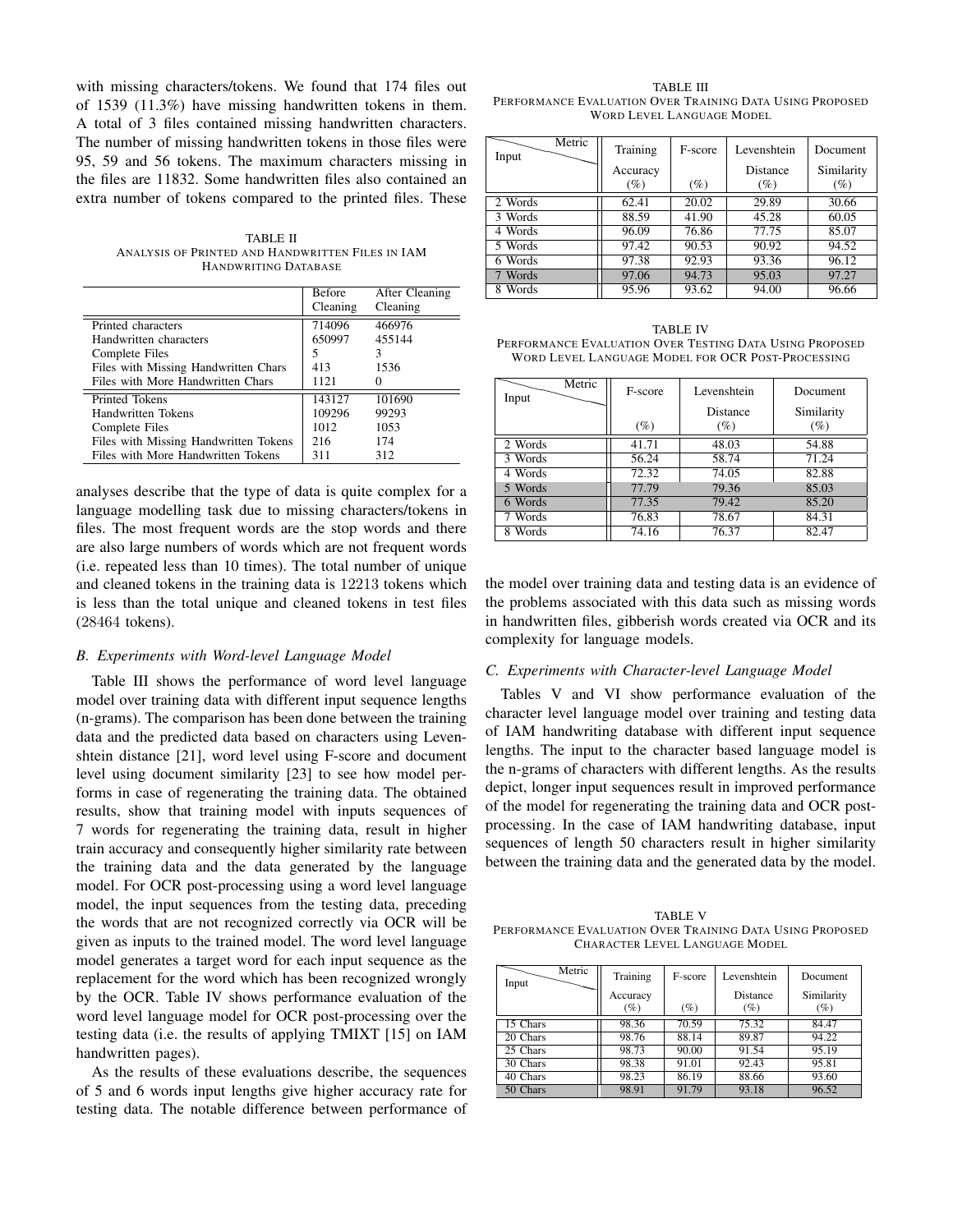with missing characters/tokens. We found that 174 files out of 1539 (11.3%) have missing handwritten tokens in them. A total of 3 files contained missing handwritten characters. The number of missing handwritten tokens in those files were 95, 59 and 56 tokens. The maximum characters missing in the files are 11832. Some handwritten files also contained an extra number of tokens compared to the printed files. These analyses describe that the type of data is quite complex for a language modelling task due to missing characters/tokens in files. The most frequent words are the stop words and there are also large numbers of words which are not frequent words (i.e. repeated less than 10 times). The total number of unique and cleaned tokens in the training data is 12213 tokens which is less than the total unique and cleaned tokens in test files (28464 tokens).

TABLE II
ANALYSIS OF PRINTED AND HANDWRITTEN FILES IN IAM HANDWRITING DATABASE

| | Before Cleaning | After Cleaning |
|---|---|---|
| Printed characters | 714096 | 466976 |
| Handwritten characters | 650997 | 455144 |
| Complete Files | 5 | 3 |
| Files with Missing Handwritten Chars | 413 | 1536 |
| Files with More Handwritten Chars | 1121 | 0 |
| Printed Tokens | 143127 | 101690 |
| Handwritten Tokens | 109296 | 99293 |
| Complete Files | 1012 | 1053 |
| Files with Missing Handwritten Tokens | 216 | 174 |
| Files with More Handwritten Tokens | 311 | 312 |

### *B. Experiments with Word-level Language Model*

Table III shows the performance of word level language model over training data with different input sequence lengths (n-grams). The comparison has been done between the training data and the predicted data based on characters using Levenshtein distance [21], word level using F-score and document level using document similarity [23] to see how model performs in case of regenerating the training data. The obtained results, show that training model with inputs sequences of 7 words for regenerating the training data, result in higher train accuracy and consequently higher similarity rate between the training data and the data generated by the language model. For OCR post-processing using a word level language model, the input sequences from the testing data, preceding the words that are not recognized correctly via OCR will be given as inputs to the trained model. The word level language model generates a target word for each input sequence as the replacement for the word which has been recognized wrongly by the OCR. Table IV shows performance evaluation of the word level language model for OCR post-processing over the testing data (i.e. the results of applying TMIXT [15] on IAM handwritten pages).

As the results of these evaluations describe, the sequences of 5 and 6 words input lengths give higher accuracy rate for testing data. The notable difference between performance of the model over training data and testing data is an evidence of the problems associated with this data such as missing words in handwritten files, gibberish words created via OCR and its complexity for language models.

TABLE III
PERFORMANCE EVALUATION OVER TRAINING DATA USING PROPOSED WORD LEVEL LANGUAGE MODEL

| Input \ Metric | Training Accuracy (%) | F-score (%) | Levenshtein Distance (%) | Document Similarity (%) |
|---|---|---|---|---|
| 2 Words | 62.41 | 20.02 | 29.89 | 30.66 |
| 3 Words | 88.59 | 41.90 | 45.28 | 60.05 |
| 4 Words | 96.09 | 76.86 | 77.75 | 85.07 |
| 5 Words | 97.42 | 90.53 | 90.92 | 94.52 |
| 6 Words | 97.38 | 92.93 | 93.36 | 96.12 |
| 7 Words | 97.06 | 94.73 | 95.03 | 97.27 |
| 8 Words | 95.96 | 93.62 | 94.00 | 96.66 |

TABLE IV
PERFORMANCE EVALUATION OVER TESTING DATA USING PROPOSED WORD LEVEL LANGUAGE MODEL FOR OCR POST-PROCESSING

| Input \ Metric | F-score (%) | Levenshtein Distance (%) | Document Similarity (%) |
|---|---|---|---|
| 2 Words | 41.71 | 48.03 | 54.88 |
| 3 Words | 56.24 | 58.74 | 71.24 |
| 4 Words | 72.32 | 74.05 | 82.88 |
| 5 Words | 77.79 | 79.36 | 85.03 |
| 6 Words | 77.35 | 79.42 | 85.20 |
| 7 Words | 76.83 | 78.67 | 84.31 |
| 8 Words | 74.16 | 76.37 | 82.47 |

### *C. Experiments with Character-level Language Model*

Tables V and VI show performance evaluation of the character level language model over training and testing data of IAM handwriting database with different input sequence lengths. The input to the character based language model is the n-grams of characters with different lengths. As the results depict, longer input sequences result in improved performance of the model for regenerating the training data and OCR post-processing. In the case of IAM handwriting database, input sequences of length 50 characters result in higher similarity between the training data and the generated data by the model.

TABLE V
PERFORMANCE EVALUATION OVER TRAINING DATA USING PROPOSED CHARACTER LEVEL LANGUAGE MODEL

| Input \ Metric | Training Accuracy (%) | F-score (%) | Levenshtein Distance (%) | Document Similarity (%) |
|---|---|---|---|---|
| 15 Chars | 98.36 | 70.59 | 75.32 | 84.47 |
| 20 Chars | 98.76 | 88.14 | 89.87 | 94.22 |
| 25 Chars | 98.73 | 90.00 | 91.54 | 95.19 |
| 30 Chars | 98.38 | 91.01 | 92.43 | 95.81 |
| 40 Chars | 98.23 | 86.19 | 88.66 | 93.60 |
| 50 Chars | 98.91 | 91.79 | 93.18 | 96.52 |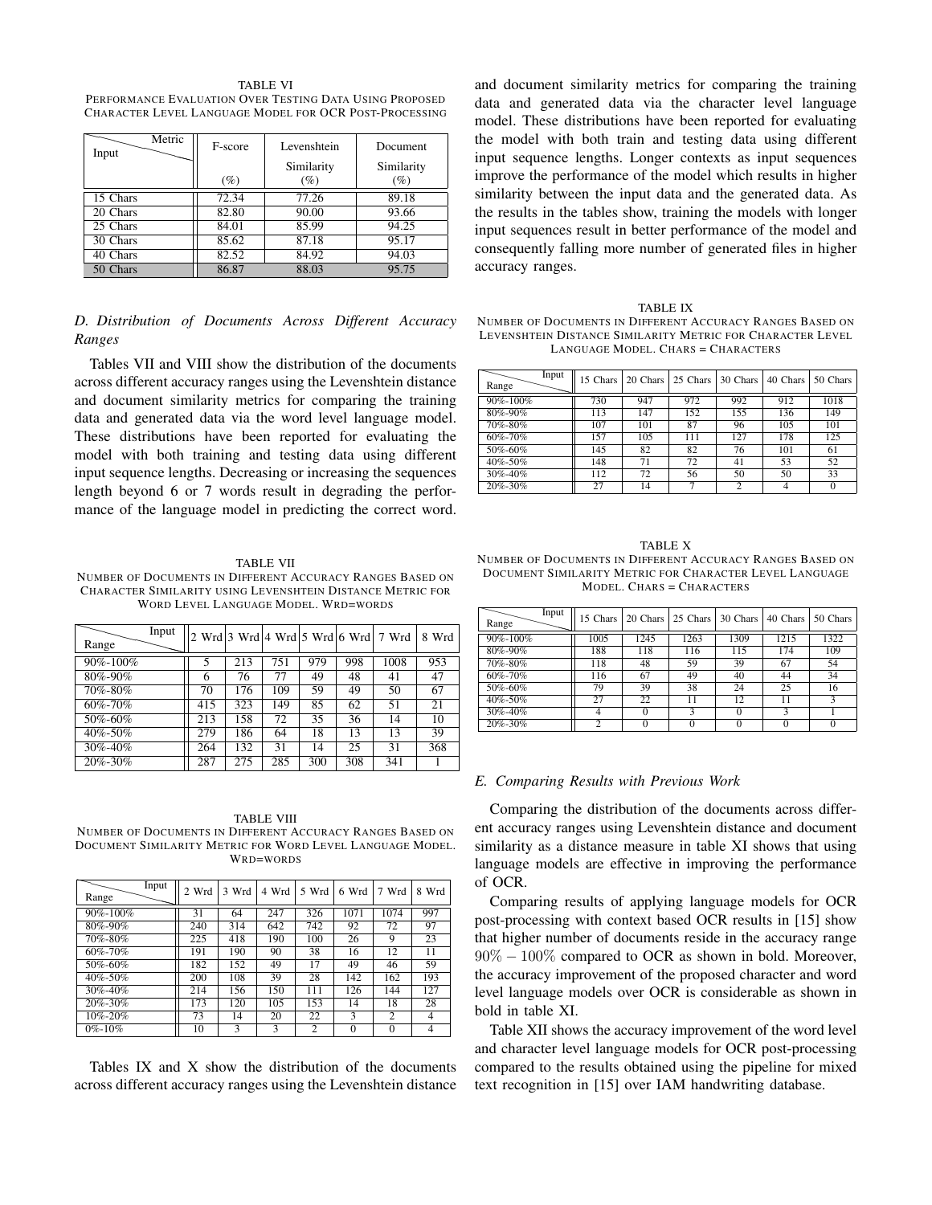TABLE VI
PERFORMANCE EVALUATION OVER TESTING DATA USING PROPOSED CHARACTER LEVEL LANGUAGE MODEL FOR OCR POST-PROCESSING

| Input \ Metric | F-score (%) | Levenshtein Similarity (%) | Document Similarity (%) |
|---|---|---|---|
| 15 Chars | 72.34 | 77.26 | 89.18 |
| 20 Chars | 82.80 | 90.00 | 93.66 |
| 25 Chars | 84.01 | 85.99 | 94.25 |
| 30 Chars | 85.62 | 87.18 | 95.17 |
| 40 Chars | 82.52 | 84.92 | 94.03 |
| 50 Chars | 86.87 | 88.03 | 95.75 |

### *D. Distribution of Documents Across Different Accuracy Ranges*

Tables VII and VIII show the distribution of the documents across different accuracy ranges using the Levenshtein distance and document similarity metrics for comparing the training data and generated data via the word level language model. These distributions have been reported for evaluating the model with both training and testing data using different input sequence lengths. Decreasing or increasing the sequences length beyond 6 or 7 words result in degrading the performance of the language model in predicting the correct word.

TABLE VII
NUMBER OF DOCUMENTS IN DIFFERENT ACCURACY RANGES BASED ON CHARACTER SIMILARITY USING LEVENSHTEIN DISTANCE METRIC FOR WORD LEVEL LANGUAGE MODEL. WRD=WORDS

| Range \ Input | 2 Wrd | 3 Wrd | 4 Wrd | 5 Wrd | 6 Wrd | 7 Wrd | 8 Wrd |
|---|---|---|---|---|---|---|---|
| 90%-100% | 5 | 213 | 751 | 979 | 998 | 1008 | 953 |
| 80%-90% | 6 | 76 | 77 | 49 | 48 | 41 | 47 |
| 70%-80% | 70 | 176 | 109 | 59 | 49 | 50 | 67 |
| 60%-70% | 415 | 323 | 149 | 85 | 62 | 51 | 21 |
| 50%-60% | 213 | 158 | 72 | 35 | 36 | 14 | 10 |
| 40%-50% | 279 | 186 | 64 | 18 | 13 | 13 | 39 |
| 30%-40% | 264 | 132 | 31 | 14 | 25 | 31 | 368 |
| 20%-30% | 287 | 275 | 285 | 300 | 308 | 341 | 1 |

TABLE VIII
NUMBER OF DOCUMENTS IN DIFFERENT ACCURACY RANGES BASED ON DOCUMENT SIMILARITY METRIC FOR WORD LEVEL LANGUAGE MODEL. WRD=WORDS

| Range \ Input | 2 Wrd | 3 Wrd | 4 Wrd | 5 Wrd | 6 Wrd | 7 Wrd | 8 Wrd |
|---|---|---|---|---|---|---|---|
| 90%-100% | 31 | 64 | 247 | 326 | 1071 | 1074 | 997 |
| 80%-90% | 240 | 314 | 642 | 742 | 92 | 72 | 97 |
| 70%-80% | 225 | 418 | 190 | 100 | 26 | 9 | 23 |
| 60%-70% | 191 | 190 | 90 | 38 | 16 | 12 | 11 |
| 50%-60% | 182 | 152 | 49 | 17 | 49 | 46 | 59 |
| 40%-50% | 200 | 108 | 39 | 28 | 142 | 162 | 193 |
| 30%-40% | 214 | 156 | 150 | 111 | 126 | 144 | 127 |
| 20%-30% | 173 | 120 | 105 | 153 | 14 | 18 | 28 |
| 10%-20% | 73 | 14 | 20 | 22 | 3 | 2 | 4 |
| 0%-10% | 10 | 3 | 3 | 2 | 0 | 0 | 4 |

Tables IX and X show the distribution of the documents across different accuracy ranges using the Levenshtein distance and document similarity metrics for comparing the training data and generated data via the character level language model. These distributions have been reported for evaluating the model with both train and testing data using different input sequence lengths. Longer contexts as input sequences improve the performance of the model which results in higher similarity between the input data and the generated data. As the results in the tables show, training the models with longer input sequences result in better performance of the model and consequently falling more number of generated files in higher accuracy ranges.

TABLE IX
NUMBER OF DOCUMENTS IN DIFFERENT ACCURACY RANGES BASED ON LEVENSHTEIN DISTANCE SIMILARITY METRIC FOR CHARACTER LEVEL LANGUAGE MODEL. CHARS = CHARACTERS

| Range \ Input | 15 Chars | 20 Chars | 25 Chars | 30 Chars | 40 Chars | 50 Chars |
|---|---|---|---|---|---|---|
| 90%-100% | 730 | 947 | 972 | 992 | 912 | 1018 |
| 80%-90% | 113 | 147 | 152 | 155 | 136 | 149 |
| 70%-80% | 107 | 101 | 87 | 96 | 105 | 101 |
| 60%-70% | 157 | 105 | 111 | 127 | 178 | 125 |
| 50%-60% | 145 | 82 | 82 | 76 | 101 | 61 |
| 40%-50% | 148 | 71 | 72 | 41 | 53 | 52 |
| 30%-40% | 112 | 72 | 56 | 50 | 50 | 33 |
| 20%-30% | 27 | 14 | 7 | 2 | 4 | 0 |

TABLE X
NUMBER OF DOCUMENTS IN DIFFERENT ACCURACY RANGES BASED ON DOCUMENT SIMILARITY METRIC FOR CHARACTER LEVEL LANGUAGE MODEL. CHARS = CHARACTERS

| Range \ Input | 15 Chars | 20 Chars | 25 Chars | 30 Chars | 40 Chars | 50 Chars |
|---|---|---|---|---|---|---|
| 90%-100% | 1005 | 1245 | 1263 | 1309 | 1215 | 1322 |
| 80%-90% | 188 | 118 | 116 | 115 | 174 | 109 |
| 70%-80% | 118 | 48 | 59 | 39 | 67 | 54 |
| 60%-70% | 116 | 67 | 49 | 40 | 44 | 34 |
| 50%-60% | 79 | 39 | 38 | 24 | 25 | 16 |
| 40%-50% | 27 | 22 | 11 | 12 | 11 | 3 |
| 30%-40% | 4 | 0 | 3 | 0 | 3 | 1 |
| 20%-30% | 2 | 0 | 0 | 0 | 0 | 0 |

### *E. Comparing Results with Previous Work*

Comparing the distribution of the documents across different accuracy ranges using Levenshtein distance and document similarity as a distance measure in table XI shows that using language models are effective in improving the performance of OCR.

Comparing results of applying language models for OCR post-processing with context based OCR results in [15] show that higher number of documents reside in the accuracy range $90\% - 100\%$ compared to OCR as shown in bold. Moreover, the accuracy improvement of the proposed character and word level language models over OCR is considerable as shown in bold in table XI.

Table XII shows the accuracy improvement of the word level and character level language models for OCR post-processing compared to the results obtained using the pipeline for mixed text recognition in [15] over IAM handwriting database.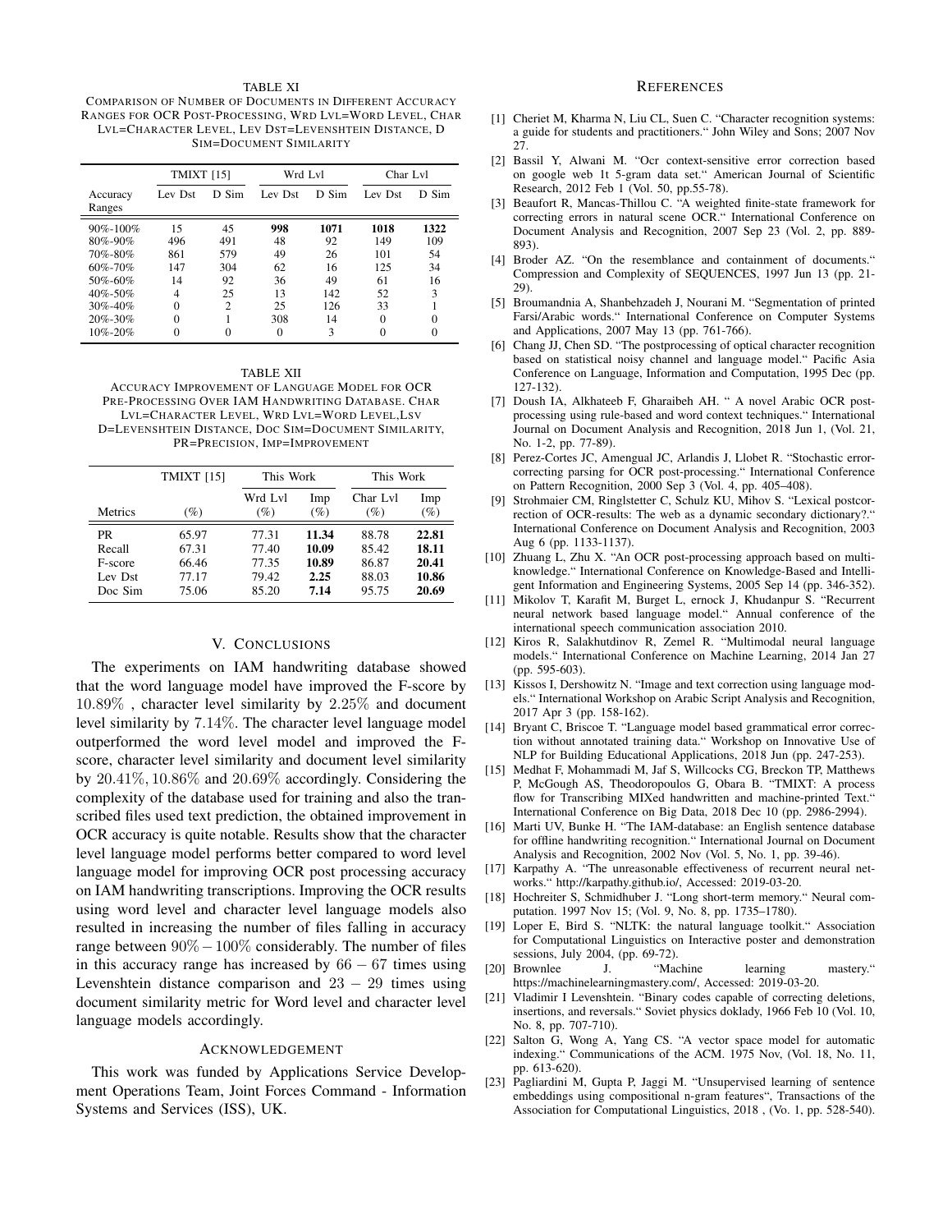TABLE XI
COMPARISON OF NUMBER OF DOCUMENTS IN DIFFERENT ACCURACY RANGES FOR OCR POST-PROCESSING, WRD LVL=WORD LEVEL, CHAR LVL=CHARACTER LEVEL, LEV DST=LEVENSHTEIN DISTANCE, D SIM=DOCUMENT SIMILARITY

| | TMIXT [15] | | Wrd Lvl | | Char Lvl | |
|---|---|---|---|---|---|---|
| Accuracy Ranges | Lev Dst | D Sim | Lev Dst | D Sim | Lev Dst | D Sim |
| 90%-100% | 15 | 45 | **998** | **1071** | **1018** | **1322** |
| 80%-90% | 496 | 491 | 48 | 92 | 149 | 109 |
| 70%-80% | 861 | 579 | 49 | 26 | 101 | 54 |
| 60%-70% | 147 | 304 | 62 | 16 | 125 | 34 |
| 50%-60% | 14 | 92 | 36 | 49 | 61 | 16 |
| 40%-50% | 4 | 25 | 13 | 142 | 52 | 3 |
| 30%-40% | 0 | 2 | 25 | 126 | 33 | 1 |
| 20%-30% | 0 | 1 | 308 | 14 | 0 | 0 |
| 10%-20% | 0 | 0 | 0 | 3 | 0 | 0 |

TABLE XII
ACCURACY IMPROVEMENT OF LANGUAGE MODEL FOR OCR PRE-PROCESSING OVER IAM HANDWRITING DATABASE. CHAR LVL=CHARACTER LEVEL, WRD LVL=WORD LEVEL,LSV D=LEVENSHTEIN DISTANCE, DOC SIM=DOCUMENT SIMILARITY, PR=PRECISION, IMP=IMPROVEMENT

| | TMIXT [15] | This Work | | This Work | |
|---|---|---|---|---|---|
| Metrics | (%) | Wrd Lvl (%) | Imp (%) | Char Lvl (%) | Imp (%) |
| PR | 65.97 | 77.31 | **11.34** | 88.78 | **22.81** |
| Recall | 67.31 | 77.40 | **10.09** | 85.42 | **18.11** |
| F-score | 66.46 | 77.35 | **10.89** | 86.87 | **20.41** |
| Lev Dst | 77.17 | 79.42 | **2.25** | 88.03 | **10.86** |
| Doc Sim | 75.06 | 85.20 | **7.14** | 95.75 | **20.69** |

## V. CONCLUSIONS

The experiments on IAM handwriting database showed that the word language model have improved the F-score by $10.89\%$ , character level similarity by $2.25\%$ and document level similarity by $7.14\%$. The character level language model outperformed the word level model and improved the F-score, character level similarity and document level similarity by $20.41\%, 10.86\%$ and $20.69\%$ accordingly. Considering the complexity of the database used for training and also the transcribed files used text prediction, the obtained improvement in OCR accuracy is quite notable. Results show that the character level language model performs better compared to word level language model for improving OCR post processing accuracy on IAM handwriting transcriptions. Improving the OCR results using word level and character level language models also resulted in increasing the number of files falling in accuracy range between $90\% - 100\%$ considerably. The number of files in this accuracy range has increased by $66 - 67$ times using Levenshtein distance comparison and $23 - 29$ times using document similarity metric for Word level and character level language models accordingly.

## ACKNOWLEDGEMENT

This work was funded by Applications Service Development Operations Team, Joint Forces Command - Information Systems and Services (ISS), UK.

## REFERENCES

[1] Cheriet M, Kharma N, Liu CL, Suen C. "Character recognition systems: a guide for students and practitioners." John Wiley and Sons; 2007 Nov 27.

[2] Bassil Y, Alwani M. "Ocr context-sensitive error correction based on google web 1t 5-gram data set." American Journal of Scientific Research, 2012 Feb 1 (Vol. 50, pp.55-78).

[3] Beaufort R, Mancas-Thillou C. "A weighted finite-state framework for correcting errors in natural scene OCR." International Conference on Document Analysis and Recognition, 2007 Sep 23 (Vol. 2, pp. 889-893).

[4] Broder AZ. "On the resemblance and containment of documents." Compression and Complexity of SEQUENCES, 1997 Jun 13 (pp. 21-29).

[5] Broumandnia A, Shanbehzadeh J, Nourani M. "Segmentation of printed Farsi/Arabic words." International Conference on Computer Systems and Applications, 2007 May 13 (pp. 761-766).

[6] Chang JJ, Chen SD. "The postprocessing of optical character recognition based on statistical noisy channel and language model." Pacific Asia Conference on Language, Information and Computation, 1995 Dec (pp. 127-132).

[7] Doush IA, Alkhateeb F, Gharaibeh AH. " A novel Arabic OCR post-processing using rule-based and word context techniques." International Journal on Document Analysis and Recognition, 2018 Jun 1, (Vol. 21, No. 1-2, pp. 77-89).

[8] Perez-Cortes JC, Amengual JC, Arlandis J, Llobet R. "Stochastic error-correcting parsing for OCR post-processing." International Conference on Pattern Recognition, 2000 Sep 3 (Vol. 4, pp. 405–408).

[9] Strohmaier CM, Ringlstetter C, Schulz KU, Mihov S. "Lexical postcorrection of OCR-results: The web as a dynamic secondary dictionary?." International Conference on Document Analysis and Recognition, 2003 Aug 6 (pp. 1133-1137).

[10] Zhuang L, Zhu X. "An OCR post-processing approach based on multi-knowledge." International Conference on Knowledge-Based and Intelligent Information and Engineering Systems, 2005 Sep 14 (pp. 346-352).

[11] Mikolov T, Karafit M, Burget L, ernock J, Khudanpur S. "Recurrent neural network based language model." Annual conference of the international speech communication association 2010.

[12] Kiros R, Salakhutdinov R, Zemel R. "Multimodal neural language models." International Conference on Machine Learning, 2014 Jan 27 (pp. 595-603).

[13] Kissos I, Dershowitz N. "Image and text correction using language models." International Workshop on Arabic Script Analysis and Recognition, 2017 Apr 3 (pp. 158-162).

[14] Bryant C, Briscoe T. "Language model based grammatical error correction without annotated training data." Workshop on Innovative Use of NLP for Building Educational Applications, 2018 Jun (pp. 247-253).

[15] Medhat F, Mohammadi M, Jaf S, Willcocks CG, Breckon TP, Matthews P, McGough AS, Theodoropoulos G, Obara B. "TMIXT: A process flow for Transcribing MIXed handwritten and machine-printed Text." International Conference on Big Data, 2018 Dec 10 (pp. 2986-2994).

[16] Marti UV, Bunke H. "The IAM-database: an English sentence database for offline handwriting recognition." International Journal on Document Analysis and Recognition, 2002 Nov (Vol. 5, No. 1, pp. 39-46).

[17] Karpathy A. "The unreasonable effectiveness of recurrent neural networks." http://karpathy.github.io/, Accessed: 2019-03-20.

[18] Hochreiter S, Schmidhuber J. "Long short-term memory." Neural computation. 1997 Nov 15; (Vol. 9, No. 8, pp. 1735–1780).

[19] Loper E, Bird S. "NLTK: the natural language toolkit." Association for Computational Linguistics on Interactive poster and demonstration sessions, July 2004, (pp. 69-72).

[20] Brownlee J. "Machine learning mastery." https://machinelearningmastery.com/, Accessed: 2019-03-20.

[21] Vladimir I Levenshtein. "Binary codes capable of correcting deletions, insertions, and reversals." Soviet physics doklady, 1966 Feb 10 (Vol. 10, No. 8, pp. 707-710).

[22] Salton G, Wong A, Yang CS. "A vector space model for automatic indexing." Communications of the ACM. 1975 Nov, (Vol. 18, No. 11, pp. 613-620).

[23] Pagliardini M, Gupta P, Jaggi M. "Unsupervised learning of sentence embeddings using compositional n-gram features", Transactions of the Association for Computational Linguistics, 2018 , (Vo. 1, pp. 528-540).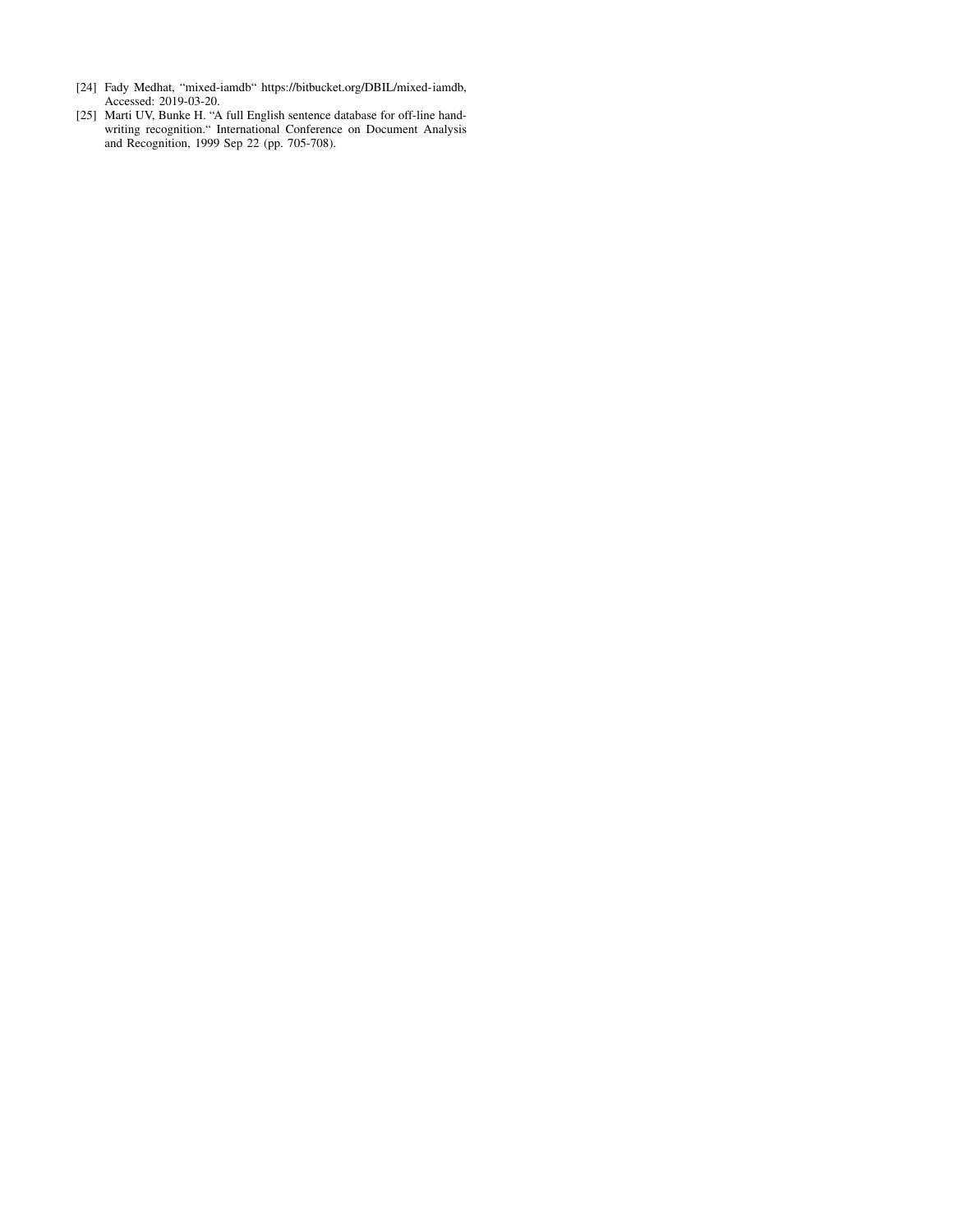[24] Fady Medhat, "mixed-iamdb" https://bitbucket.org/DBIL/mixed-iamdb, Accessed: 2019-03-20.

[25] Marti UV, Bunke H. "A full English sentence database for off-line handwriting recognition." International Conference on Document Analysis and Recognition, 1999 Sep 22 (pp. 705-708).